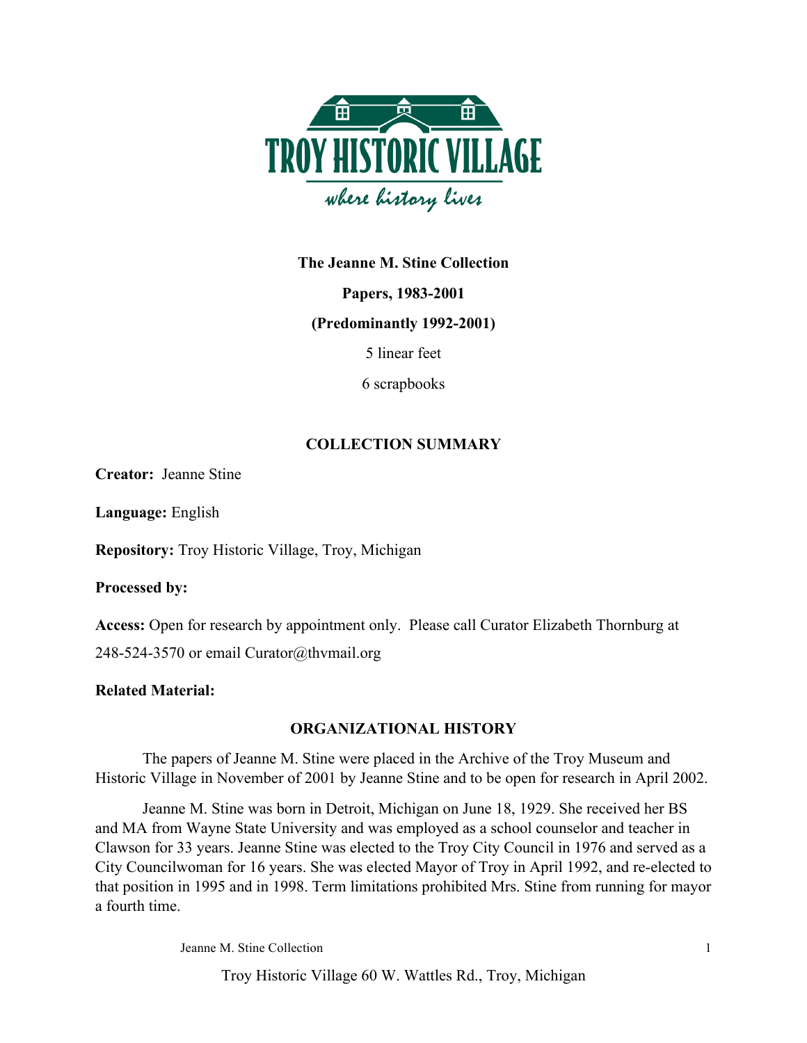TROY HISTORIC VILLAGE

*where history lives*

**The Jeanne M. Stine Collection**

**Papers, 1983-2001**

**(Predominantly 1992-2001)**

5 linear feet

6 scrapbooks

## COLLECTION SUMMARY

**Creator:** Jeanne Stine

**Language:** English

**Repository:** Troy Historic Village, Troy, Michigan

**Processed by:**

**Access:** Open for research by appointment only. Please call Curator Elizabeth Thornburg at 248-524-3570 or email Curator@thvmail.org

**Related Material:**

## ORGANIZATIONAL HISTORY

The papers of Jeanne M. Stine were placed in the Archive of the Troy Museum and Historic Village in November of 2001 by Jeanne Stine and to be open for research in April 2002.

Jeanne M. Stine was born in Detroit, Michigan on June 18, 1929. She received her BS and MA from Wayne State University and was employed as a school counselor and teacher in Clawson for 33 years. Jeanne Stine was elected to the Troy City Council in 1976 and served as a City Councilwoman for 16 years. She was elected Mayor of Troy in April 1992, and re-elected to that position in 1995 and in 1998. Term limitations prohibited Mrs. Stine from running for mayor a fourth time.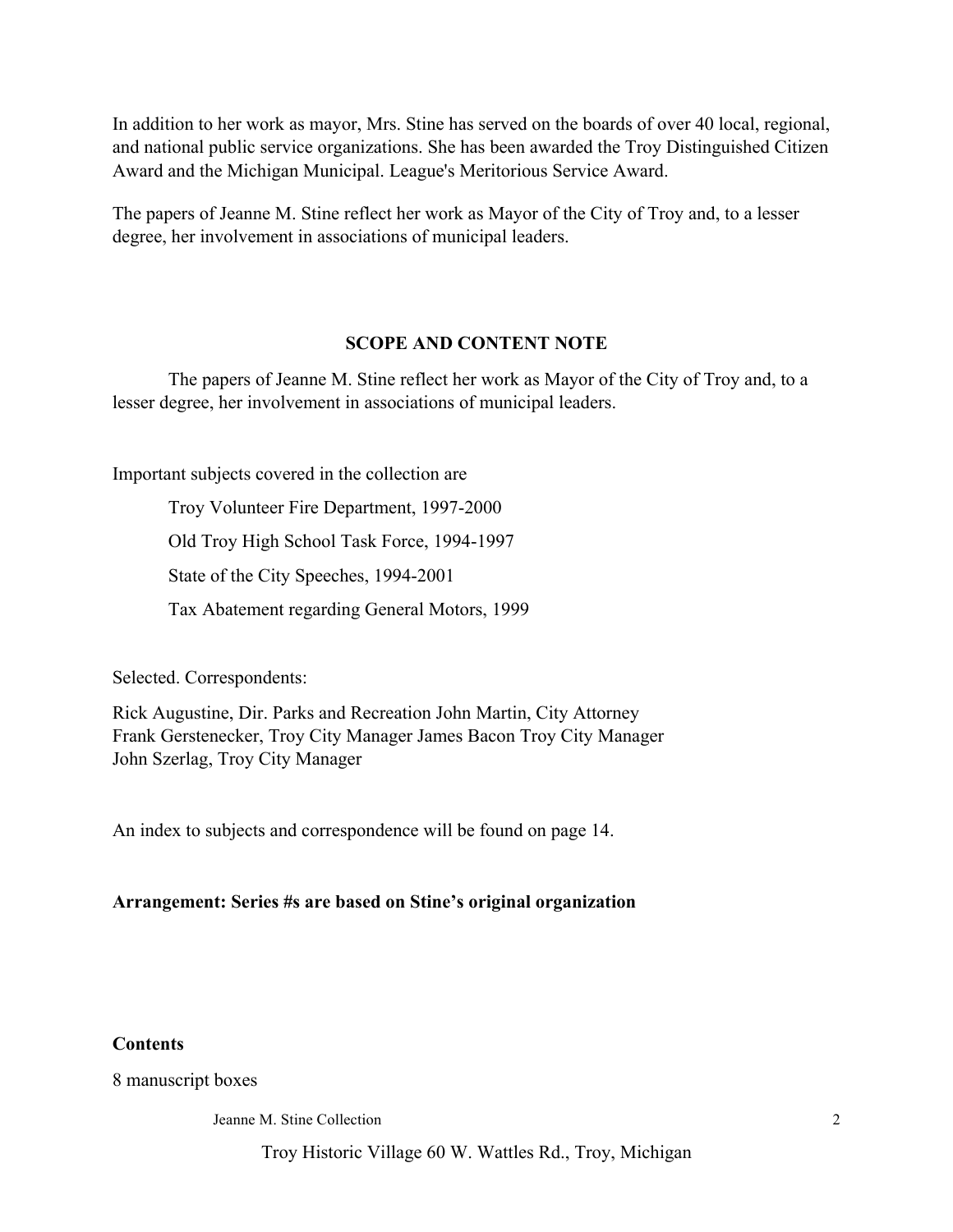In addition to her work as mayor, Mrs. Stine has served on the boards of over 40 local, regional, and national public service organizations. She has been awarded the Troy Distinguished Citizen Award and the Michigan Municipal. League's Meritorious Service Award.

The papers of Jeanne M. Stine reflect her work as Mayor of the City of Troy and, to a lesser degree, her involvement in associations of municipal leaders.

## SCOPE AND CONTENT NOTE

The papers of Jeanne M. Stine reflect her work as Mayor of the City of Troy and, to a lesser degree, her involvement in associations of municipal leaders.

Important subjects covered in the collection are

- Troy Volunteer Fire Department, 1997-2000
- Old Troy High School Task Force, 1994-1997
- State of the City Speeches, 1994-2001
- Tax Abatement regarding General Motors, 1999

Selected. Correspondents:

Rick Augustine, Dir. Parks and Recreation John Martin, City Attorney
Frank Gerstenecker, Troy City Manager James Bacon Troy City Manager
John Szerlag, Troy City Manager

An index to subjects and correspondence will be found on page 14.

**Arrangement: Series #s are based on Stine's original organization**

**Contents**

8 manuscript boxes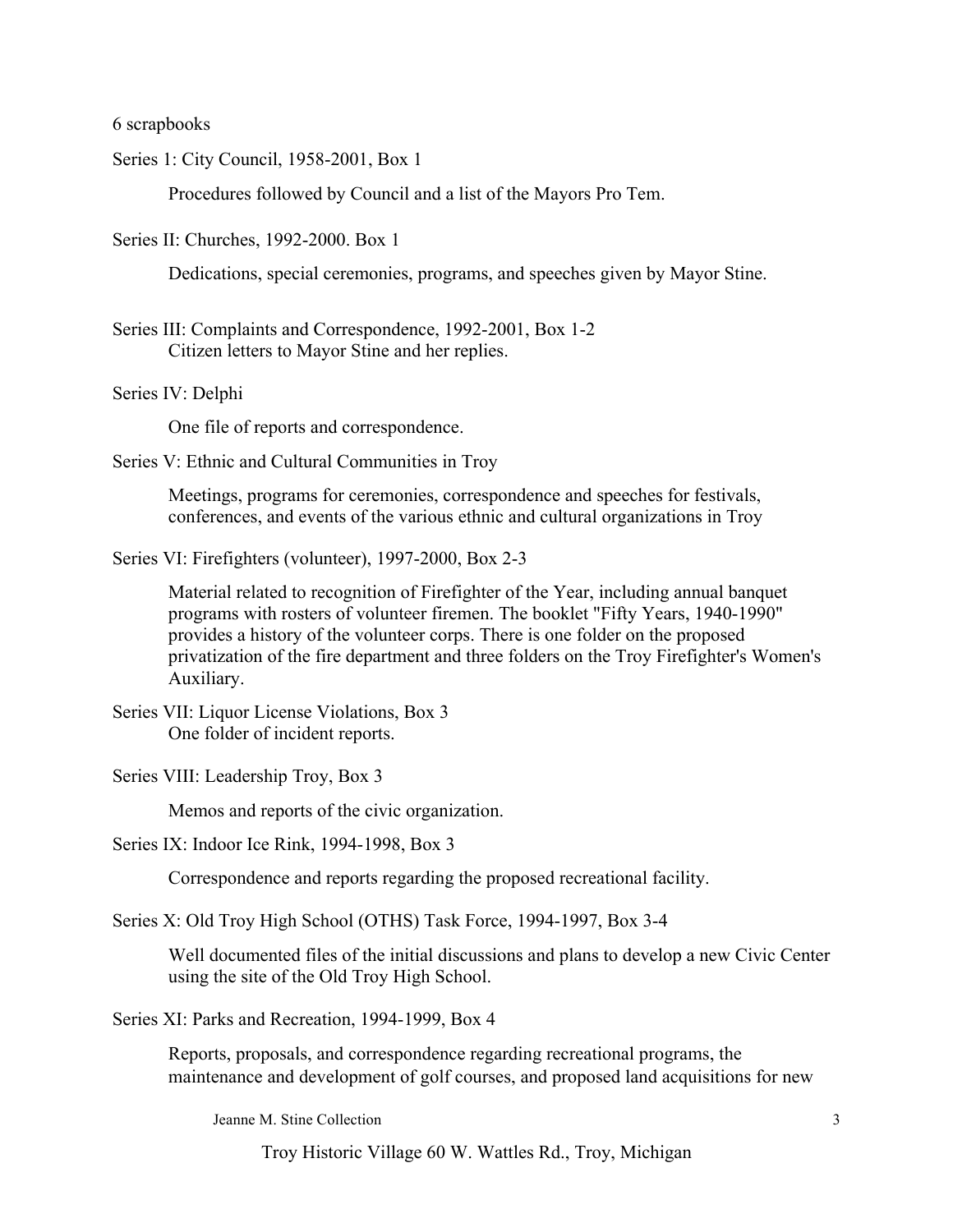6 scrapbooks

Series 1: City Council, 1958-2001, Box 1

Procedures followed by Council and a list of the Mayors Pro Tem.

Series II: Churches, 1992-2000. Box 1

Dedications, special ceremonies, programs, and speeches given by Mayor Stine.

Series III: Complaints and Correspondence, 1992-2001, Box 1-2

Citizen letters to Mayor Stine and her replies.

Series IV: Delphi

One file of reports and correspondence.

Series V: Ethnic and Cultural Communities in Troy

Meetings, programs for ceremonies, correspondence and speeches for festivals, conferences, and events of the various ethnic and cultural organizations in Troy

Series VI: Firefighters (volunteer), 1997-2000, Box 2-3

Material related to recognition of Firefighter of the Year, including annual banquet programs with rosters of volunteer firemen. The booklet "Fifty Years, 1940-1990" provides a history of the volunteer corps. There is one folder on the proposed privatization of the fire department and three folders on the Troy Firefighter's Women's Auxiliary.

Series VII: Liquor License Violations, Box 3

One folder of incident reports.

Series VIII: Leadership Troy, Box 3

Memos and reports of the civic organization.

Series IX: Indoor Ice Rink, 1994-1998, Box 3

Correspondence and reports regarding the proposed recreational facility.

Series X: Old Troy High School (OTHS) Task Force, 1994-1997, Box 3-4

Well documented files of the initial discussions and plans to develop a new Civic Center using the site of the Old Troy High School.

Series XI: Parks and Recreation, 1994-1999, Box 4

Reports, proposals, and correspondence regarding recreational programs, the maintenance and development of golf courses, and proposed land acquisitions for new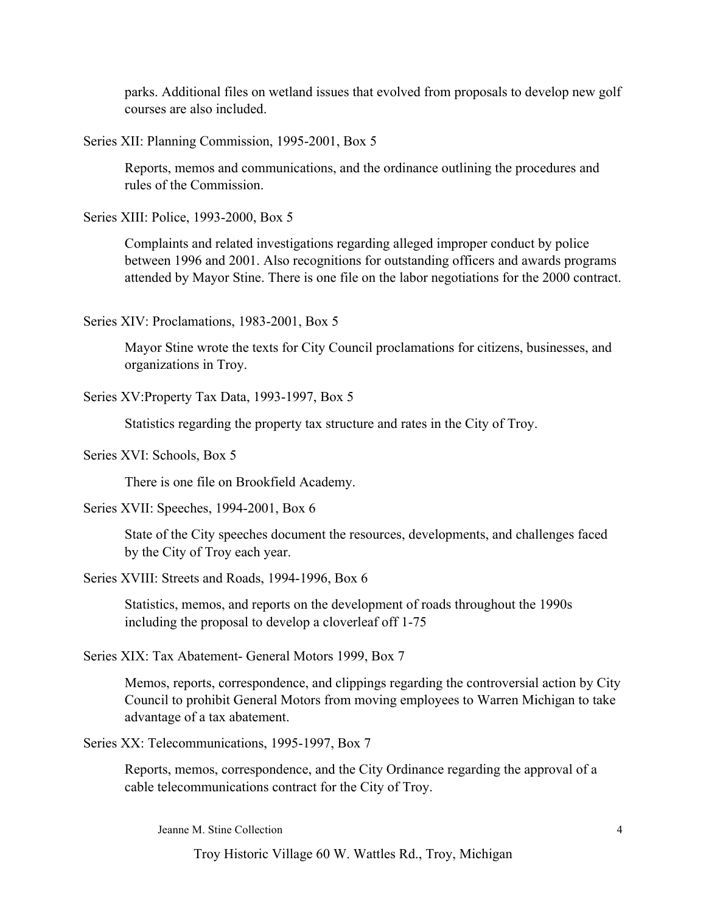parks. Additional files on wetland issues that evolved from proposals to develop new golf courses are also included.

Series XII: Planning Commission, 1995-2001, Box 5

Reports, memos and communications, and the ordinance outlining the procedures and rules of the Commission.

Series XIII: Police, 1993-2000, Box 5

Complaints and related investigations regarding alleged improper conduct by police between 1996 and 2001. Also recognitions for outstanding officers and awards programs attended by Mayor Stine. There is one file on the labor negotiations for the 2000 contract.

Series XIV: Proclamations, 1983-2001, Box 5

Mayor Stine wrote the texts for City Council proclamations for citizens, businesses, and organizations in Troy.

Series XV:Property Tax Data, 1993-1997, Box 5

Statistics regarding the property tax structure and rates in the City of Troy.

Series XVI: Schools, Box 5

There is one file on Brookfield Academy.

Series XVII: Speeches, 1994-2001, Box 6

State of the City speeches document the resources, developments, and challenges faced by the City of Troy each year.

Series XVIII: Streets and Roads, 1994-1996, Box 6

Statistics, memos, and reports on the development of roads throughout the 1990s including the proposal to develop a cloverleaf off 1-75

Series XIX: Tax Abatement- General Motors 1999, Box 7

Memos, reports, correspondence, and clippings regarding the controversial action by City Council to prohibit General Motors from moving employees to Warren Michigan to take advantage of a tax abatement.

Series XX: Telecommunications, 1995-1997, Box 7

Reports, memos, correspondence, and the City Ordinance regarding the approval of a cable telecommunications contract for the City of Troy.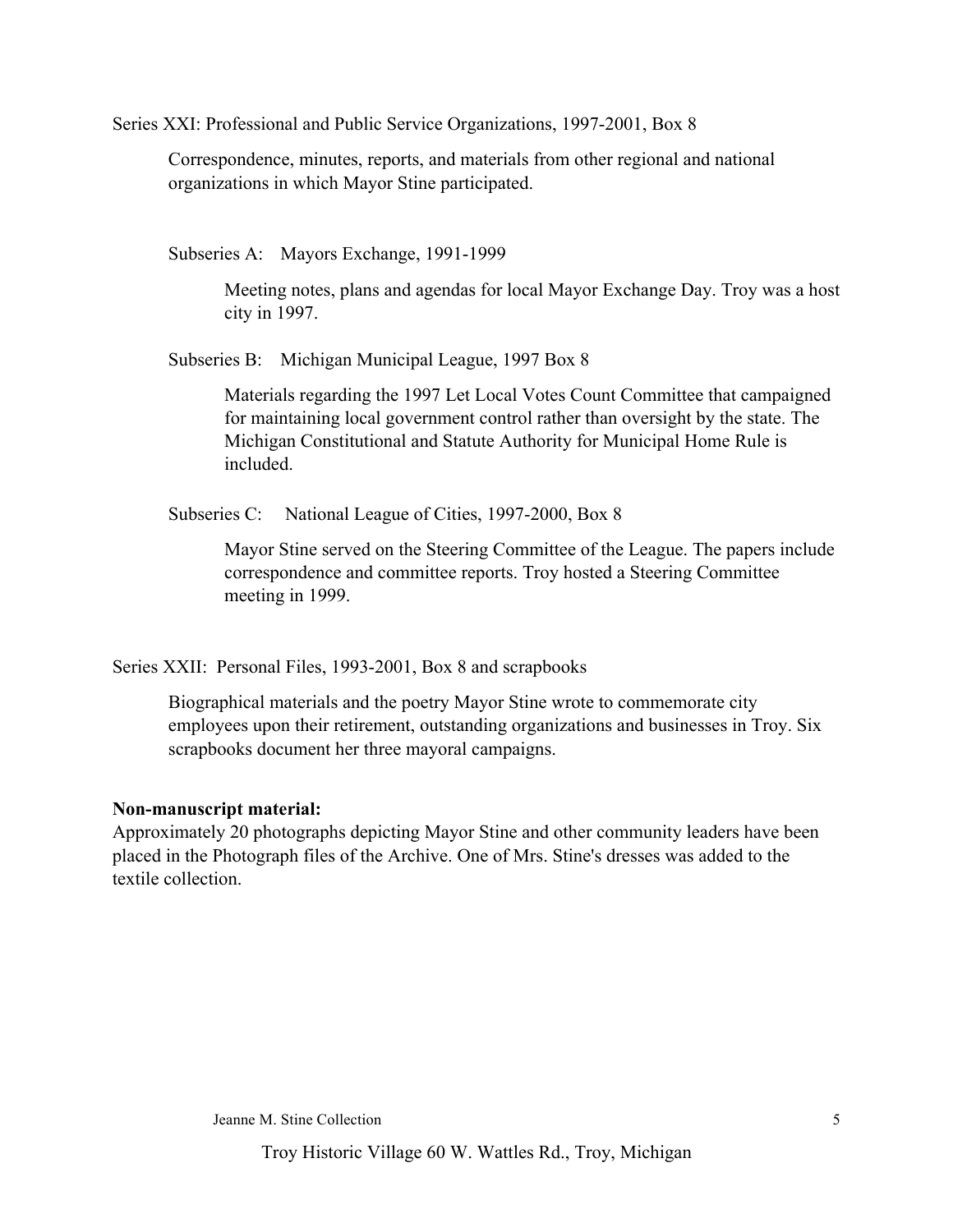Series XXI: Professional and Public Service Organizations, 1997-2001, Box 8

Correspondence, minutes, reports, and materials from other regional and national organizations in which Mayor Stine participated.

Subseries A: Mayors Exchange, 1991-1999

Meeting notes, plans and agendas for local Mayor Exchange Day. Troy was a host city in 1997.

Subseries B: Michigan Municipal League, 1997 Box 8

Materials regarding the 1997 Let Local Votes Count Committee that campaigned for maintaining local government control rather than oversight by the state. The Michigan Constitutional and Statute Authority for Municipal Home Rule is included.

Subseries C: National League of Cities, 1997-2000, Box 8

Mayor Stine served on the Steering Committee of the League. The papers include correspondence and committee reports. Troy hosted a Steering Committee meeting in 1999.

Series XXII: Personal Files, 1993-2001, Box 8 and scrapbooks

Biographical materials and the poetry Mayor Stine wrote to commemorate city employees upon their retirement, outstanding organizations and businesses in Troy. Six scrapbooks document her three mayoral campaigns.

**Non-manuscript material:**

Approximately 20 photographs depicting Mayor Stine and other community leaders have been placed in the Photograph files of the Archive. One of Mrs. Stine's dresses was added to the textile collection.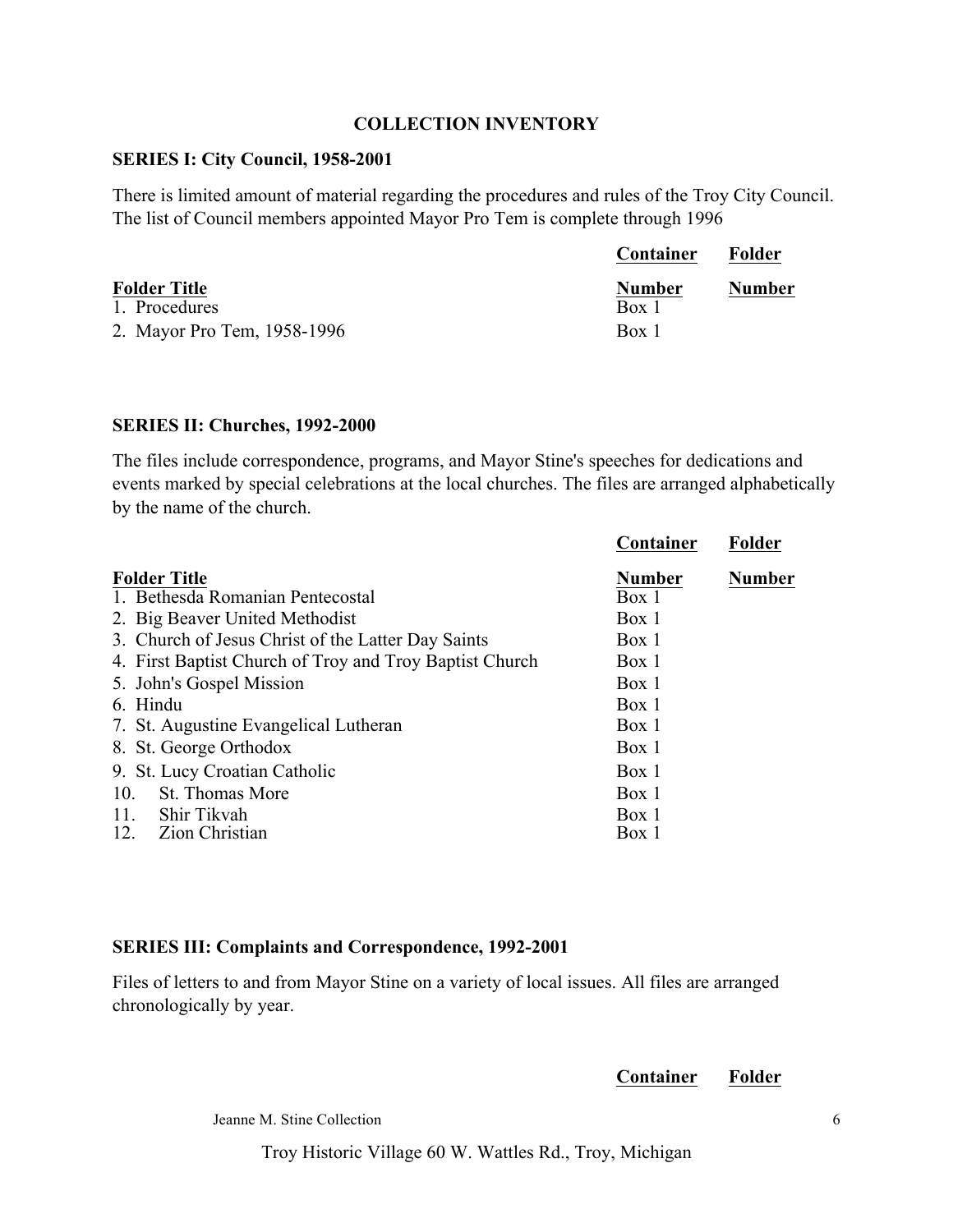## COLLECTION INVENTORY

### SERIES I: City Council, 1958-2001

There is limited amount of material regarding the procedures and rules of the Troy City Council. The list of Council members appointed Mayor Pro Tem is complete through 1996

| Folder Title | Container Number | Folder Number |
|---|---|---|
| 1. Procedures | Box 1 | |
| 2. Mayor Pro Tem, 1958-1996 | Box 1 | |

### SERIES II: Churches, 1992-2000

The files include correspondence, programs, and Mayor Stine's speeches for dedications and events marked by special celebrations at the local churches. The files are arranged alphabetically by the name of the church.

| Folder Title | Container Number | Folder Number |
|---|---|---|
| 1. Bethesda Romanian Pentecostal | Box 1 | |
| 2. Big Beaver United Methodist | Box 1 | |
| 3. Church of Jesus Christ of the Latter Day Saints | Box 1 | |
| 4. First Baptist Church of Troy and Troy Baptist Church | Box 1 | |
| 5. John's Gospel Mission | Box 1 | |
| 6. Hindu | Box 1 | |
| 7. St. Augustine Evangelical Lutheran | Box 1 | |
| 8. St. George Orthodox | Box 1 | |
| 9. St. Lucy Croatian Catholic | Box 1 | |
| 10. St. Thomas More | Box 1 | |
| 11. Shir Tikvah | Box 1 | |
| 12. Zion Christian | Box 1 | |

### SERIES III: Complaints and Correspondence, 1992-2001

Files of letters to and from Mayor Stine on a variety of local issues. All files are arranged chronologically by year.

| | Container | Folder |
|---|---|---|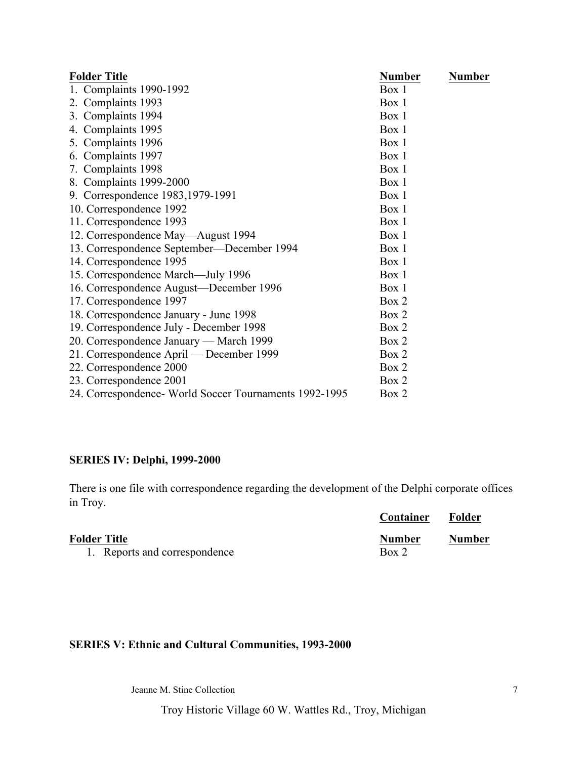| Folder Title | Number | Number |
| --- | --- | --- |
| 1. Complaints 1990-1992 | Box 1 | |
| 2. Complaints 1993 | Box 1 | |
| 3. Complaints 1994 | Box 1 | |
| 4. Complaints 1995 | Box 1 | |
| 5. Complaints 1996 | Box 1 | |
| 6. Complaints 1997 | Box 1 | |
| 7. Complaints 1998 | Box 1 | |
| 8. Complaints 1999-2000 | Box 1 | |
| 9. Correspondence 1983,1979-1991 | Box 1 | |
| 10. Correspondence 1992 | Box 1 | |
| 11. Correspondence 1993 | Box 1 | |
| 12. Correspondence May—August 1994 | Box 1 | |
| 13. Correspondence September—December 1994 | Box 1 | |
| 14. Correspondence 1995 | Box 1 | |
| 15. Correspondence March—July 1996 | Box 1 | |
| 16. Correspondence August—December 1996 | Box 1 | |
| 17. Correspondence 1997 | Box 2 | |
| 18. Correspondence January - June 1998 | Box 2 | |
| 19. Correspondence July - December 1998 | Box 2 | |
| 20. Correspondence January — March 1999 | Box 2 | |
| 21. Correspondence April — December 1999 | Box 2 | |
| 22. Correspondence 2000 | Box 2 | |
| 23. Correspondence 2001 | Box 2 | |
| 24. Correspondence- World Soccer Tournaments 1992-1995 | Box 2 | |

**SERIES IV: Delphi, 1999-2000**

There is one file with correspondence regarding the development of the Delphi corporate offices in Troy.

| | Container | Folder |
| --- | --- | --- |
| Folder Title | Number | Number |
| 1. Reports and correspondence | Box 2 | |

**SERIES V: Ethnic and Cultural Communities, 1993-2000**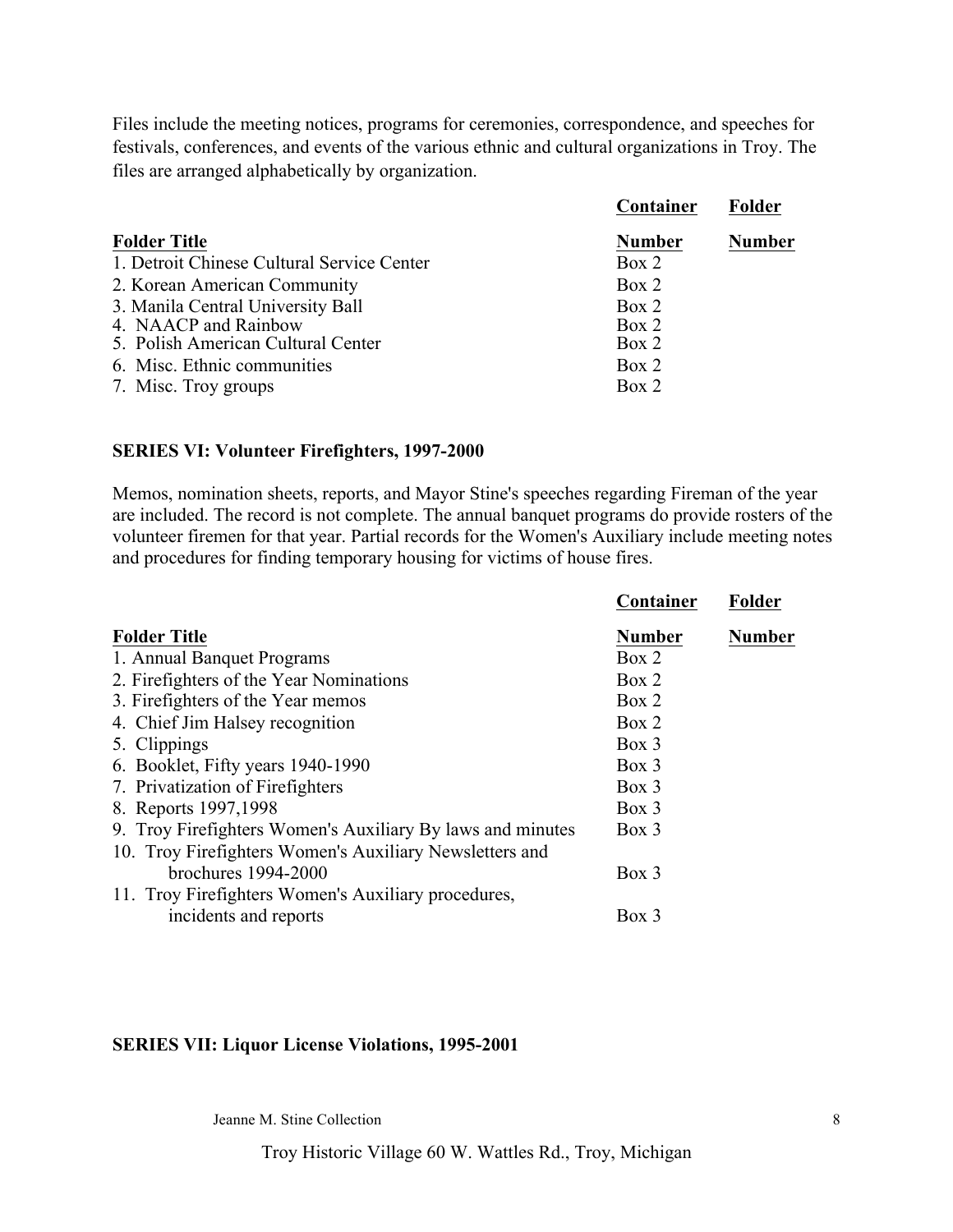Files include the meeting notices, programs for ceremonies, correspondence, and speeches for festivals, conferences, and events of the various ethnic and cultural organizations in Troy. The files are arranged alphabetically by organization.

| Folder Title | Container Number | Folder Number |
|---|---|---|
| 1. Detroit Chinese Cultural Service Center | Box 2 | |
| 2. Korean American Community | Box 2 | |
| 3. Manila Central University Ball | Box 2 | |
| 4. NAACP and Rainbow | Box 2 | |
| 5. Polish American Cultural Center | Box 2 | |
| 6. Misc. Ethnic communities | Box 2 | |
| 7. Misc. Troy groups | Box 2 | |

**SERIES VI: Volunteer Firefighters, 1997-2000**

Memos, nomination sheets, reports, and Mayor Stine's speeches regarding Fireman of the year are included. The record is not complete. The annual banquet programs do provide rosters of the volunteer firemen for that year. Partial records for the Women's Auxiliary include meeting notes and procedures for finding temporary housing for victims of house fires.

| Folder Title | Container Number | Folder Number |
|---|---|---|
| 1. Annual Banquet Programs | Box 2 | |
| 2. Firefighters of the Year Nominations | Box 2 | |
| 3. Firefighters of the Year memos | Box 2 | |
| 4. Chief Jim Halsey recognition | Box 2 | |
| 5. Clippings | Box 3 | |
| 6. Booklet, Fifty years 1940-1990 | Box 3 | |
| 7. Privatization of Firefighters | Box 3 | |
| 8. Reports 1997,1998 | Box 3 | |
| 9. Troy Firefighters Women's Auxiliary By laws and minutes | Box 3 | |
| 10. Troy Firefighters Women's Auxiliary Newsletters and brochures 1994-2000 | Box 3 | |
| 11. Troy Firefighters Women's Auxiliary procedures, incidents and reports | Box 3 | |

**SERIES VII: Liquor License Violations, 1995-2001**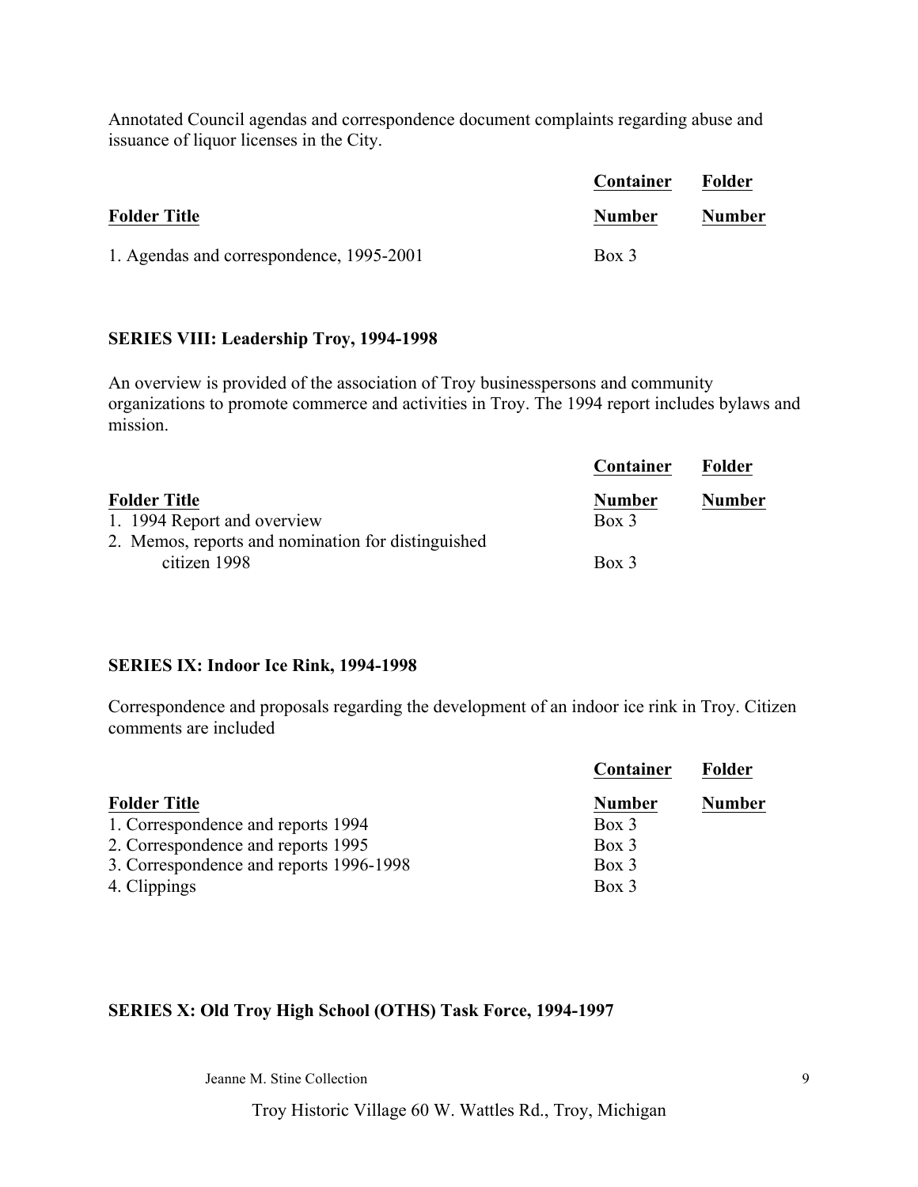Annotated Council agendas and correspondence document complaints regarding abuse and issuance of liquor licenses in the City.

| Folder Title | Container Number | Folder Number |
|---|---|---|
| 1. Agendas and correspondence, 1995-2001 | Box 3 | |

**SERIES VIII: Leadership Troy, 1994-1998**

An overview is provided of the association of Troy businesspersons and community organizations to promote commerce and activities in Troy. The 1994 report includes bylaws and mission.

| Folder Title | Container Number | Folder Number |
|---|---|---|
| 1. 1994 Report and overview | Box 3 | |
| 2. Memos, reports and nomination for distinguished citizen 1998 | Box 3 | |

**SERIES IX: Indoor Ice Rink, 1994-1998**

Correspondence and proposals regarding the development of an indoor ice rink in Troy. Citizen comments are included

| Folder Title | Container Number | Folder Number |
|---|---|---|
| 1. Correspondence and reports 1994 | Box 3 | |
| 2. Correspondence and reports 1995 | Box 3 | |
| 3. Correspondence and reports 1996-1998 | Box 3 | |
| 4. Clippings | Box 3 | |

**SERIES X: Old Troy High School (OTHS) Task Force, 1994-1997**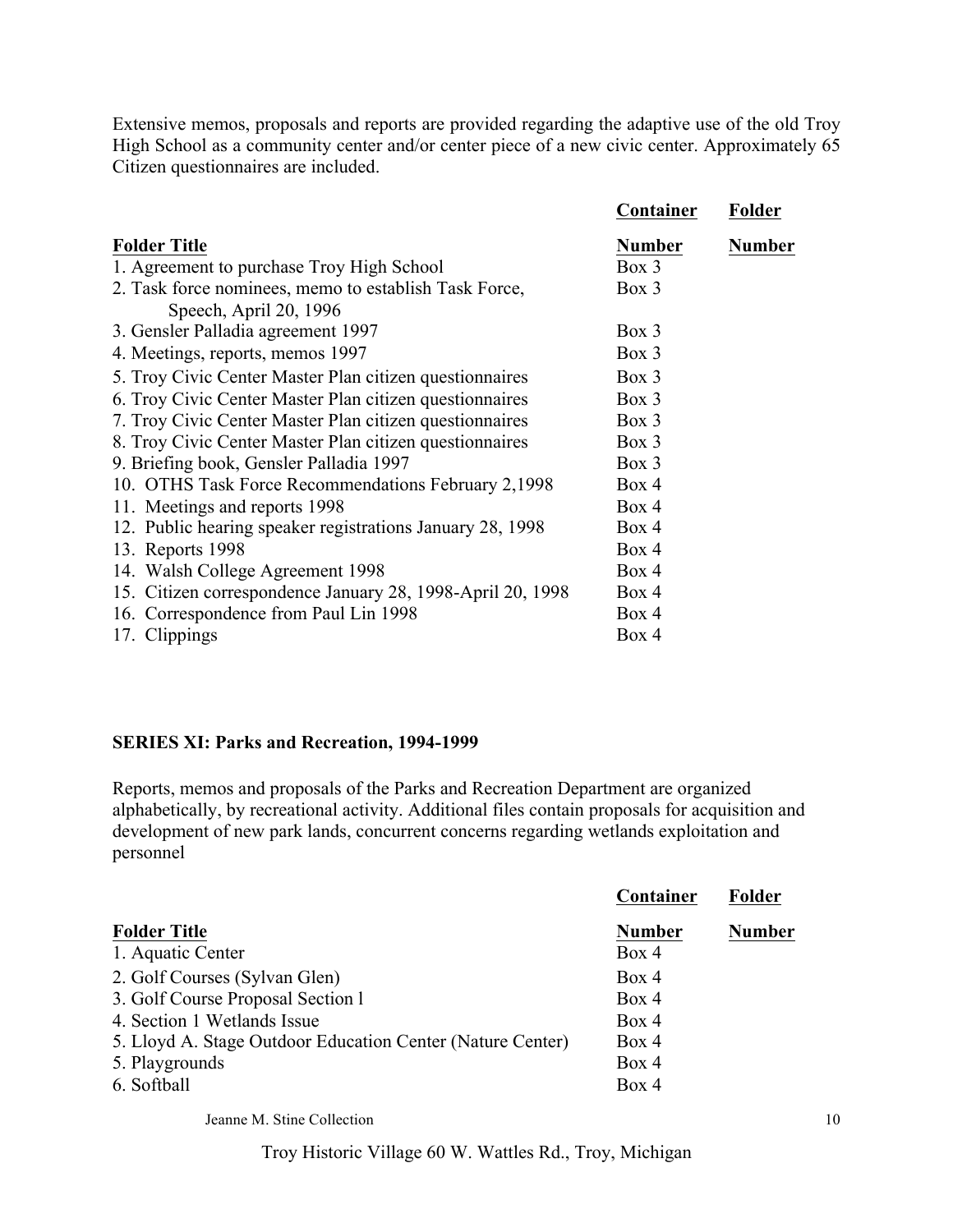Extensive memos, proposals and reports are provided regarding the adaptive use of the old Troy High School as a community center and/or center piece of a new civic center. Approximately 65 Citizen questionnaires are included.

| Folder Title | Container Number | Folder Number |
|---|---|---|
| 1. Agreement to purchase Troy High School | Box 3 | |
| 2. Task force nominees, memo to establish Task Force, Speech, April 20, 1996 | Box 3 | |
| 3. Gensler Palladia agreement 1997 | Box 3 | |
| 4. Meetings, reports, memos 1997 | Box 3 | |
| 5. Troy Civic Center Master Plan citizen questionnaires | Box 3 | |
| 6. Troy Civic Center Master Plan citizen questionnaires | Box 3 | |
| 7. Troy Civic Center Master Plan citizen questionnaires | Box 3 | |
| 8. Troy Civic Center Master Plan citizen questionnaires | Box 3 | |
| 9. Briefing book, Gensler Palladia 1997 | Box 3 | |
| 10. OTHS Task Force Recommendations February 2,1998 | Box 4 | |
| 11. Meetings and reports 1998 | Box 4 | |
| 12. Public hearing speaker registrations January 28, 1998 | Box 4 | |
| 13. Reports 1998 | Box 4 | |
| 14. Walsh College Agreement 1998 | Box 4 | |
| 15. Citizen correspondence January 28, 1998-April 20, 1998 | Box 4 | |
| 16. Correspondence from Paul Lin 1998 | Box 4 | |
| 17. Clippings | Box 4 | |

**SERIES XI: Parks and Recreation, 1994-1999**

Reports, memos and proposals of the Parks and Recreation Department are organized alphabetically, by recreational activity. Additional files contain proposals for acquisition and development of new park lands, concurrent concerns regarding wetlands exploitation and personnel

| Folder Title | Container Number | Folder Number |
|---|---|---|
| 1. Aquatic Center | Box 4 | |
| 2. Golf Courses (Sylvan Glen) | Box 4 | |
| 3. Golf Course Proposal Section l | Box 4 | |
| 4. Section 1 Wetlands Issue | Box 4 | |
| 5. Lloyd A. Stage Outdoor Education Center (Nature Center) | Box 4 | |
| 5. Playgrounds | Box 4 | |
| 6. Softball | Box 4 | |

Jeanne M. Stine Collection

Troy Historic Village 60 W. Wattles Rd., Troy, Michigan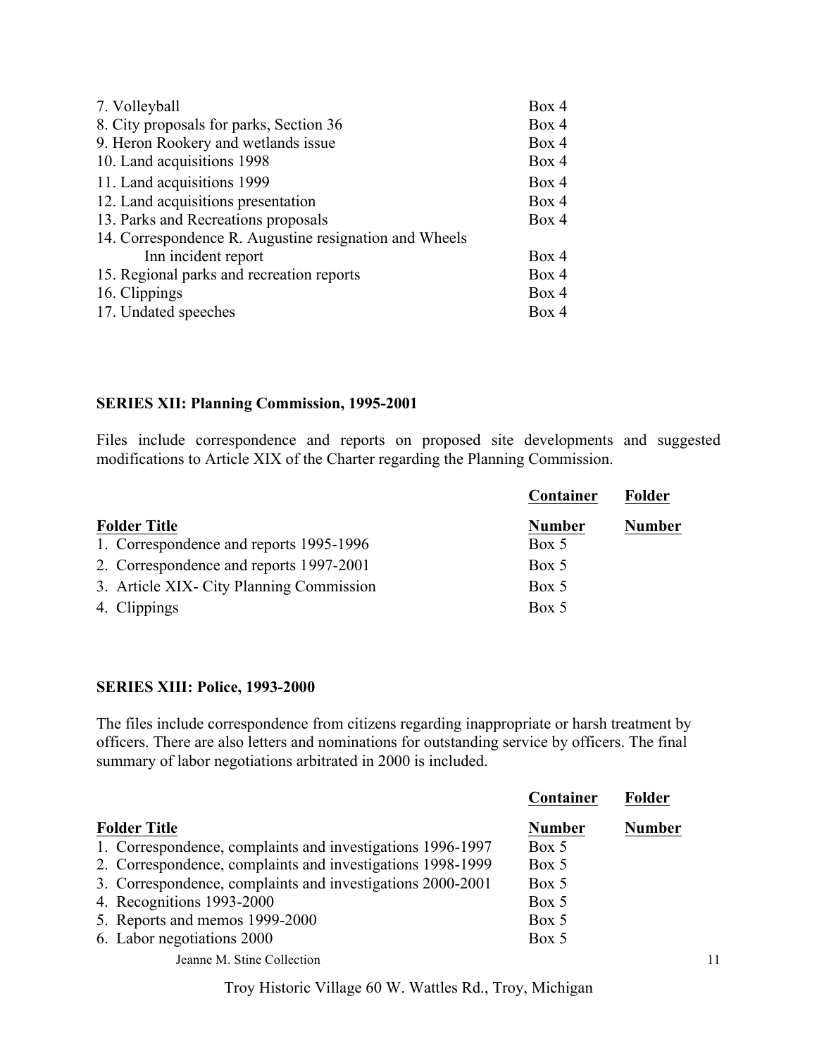| | | |
|---|---|---|
| 7. Volleyball | Box 4 | |
| 8. City proposals for parks, Section 36 | Box 4 | |
| 9. Heron Rookery and wetlands issue | Box 4 | |
| 10. Land acquisitions 1998 | Box 4 | |
| 11. Land acquisitions 1999 | Box 4 | |
| 12. Land acquisitions presentation | Box 4 | |
| 13. Parks and Recreations proposals | Box 4 | |
| 14. Correspondence R. Augustine resignation and Wheels Inn incident report | Box 4 | |
| 15. Regional parks and recreation reports | Box 4 | |
| 16. Clippings | Box 4 | |
| 17. Undated speeches | Box 4 | |

**SERIES XII: Planning Commission, 1995-2001**

Files include correspondence and reports on proposed site developments and suggested modifications to Article XIX of the Charter regarding the Planning Commission.

| Folder Title | Container Number | Folder Number |
|---|---|---|
| 1. Correspondence and reports 1995-1996 | Box 5 | |
| 2. Correspondence and reports 1997-2001 | Box 5 | |
| 3. Article XIX- City Planning Commission | Box 5 | |
| 4. Clippings | Box 5 | |

**SERIES XIII: Police, 1993-2000**

The files include correspondence from citizens regarding inappropriate or harsh treatment by officers. There are also letters and nominations for outstanding service by officers. The final summary of labor negotiations arbitrated in 2000 is included.

| Folder Title | Container Number | Folder Number |
|---|---|---|
| 1. Correspondence, complaints and investigations 1996-1997 | Box 5 | |
| 2. Correspondence, complaints and investigations 1998-1999 | Box 5 | |
| 3. Correspondence, complaints and investigations 2000-2001 | Box 5 | |
| 4. Recognitions 1993-2000 | Box 5 | |
| 5. Reports and memos 1999-2000 | Box 5 | |
| 6. Labor negotiations 2000 | Box 5 | |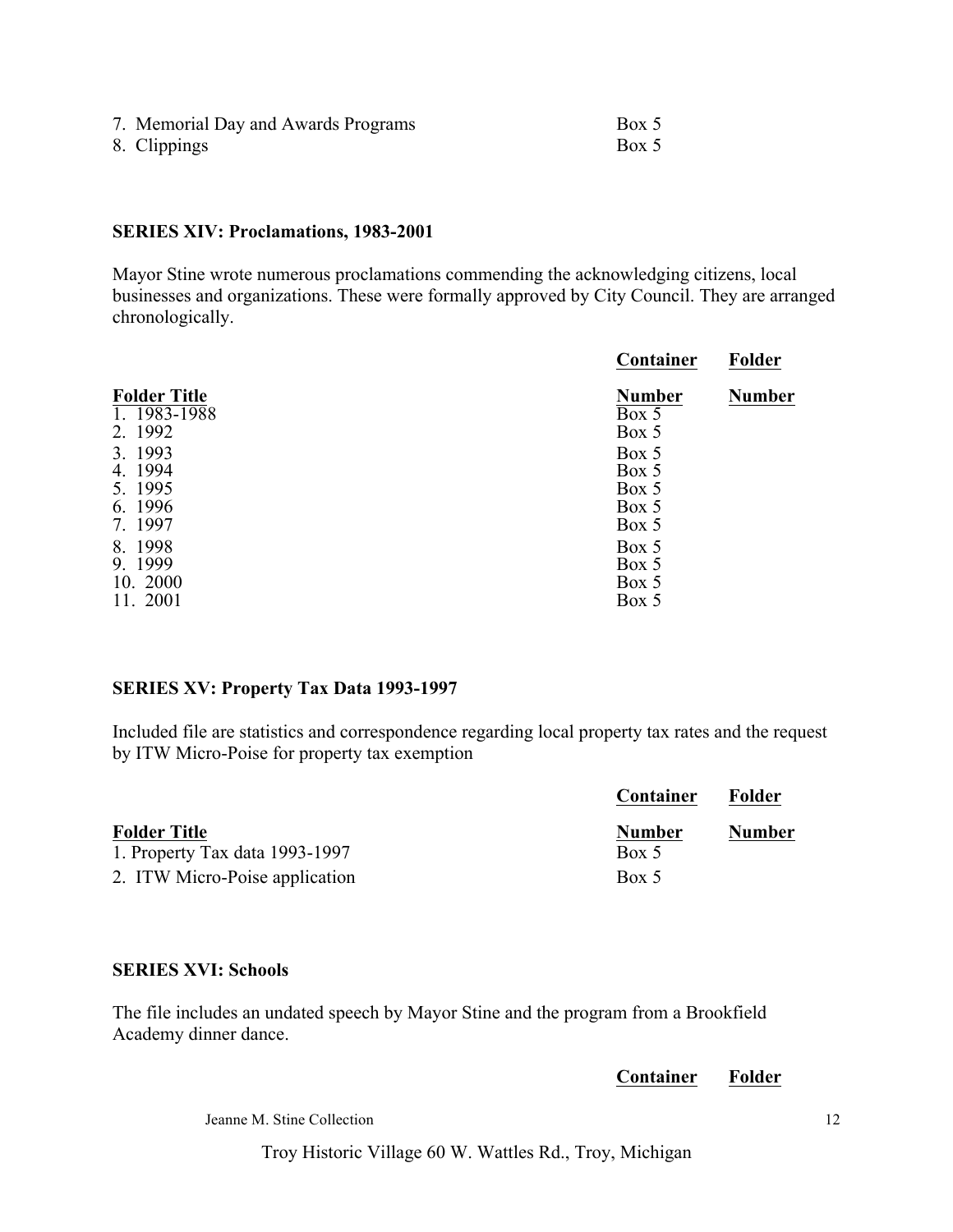| | | |
|---|---|---|
| 7. Memorial Day and Awards Programs | Box 5 | |
| 8. Clippings | Box 5 | |

**SERIES XIV: Proclamations, 1983-2001**

Mayor Stine wrote numerous proclamations commending the acknowledging citizens, local businesses and organizations. These were formally approved by City Council. They are arranged chronologically.

| Folder Title | Container Number | Folder Number |
|---|---|---|
| 1. 1983-1988 | Box 5 | |
| 2. 1992 | Box 5 | |
| 3. 1993 | Box 5 | |
| 4. 1994 | Box 5 | |
| 5. 1995 | Box 5 | |
| 6. 1996 | Box 5 | |
| 7. 1997 | Box 5 | |
| 8. 1998 | Box 5 | |
| 9. 1999 | Box 5 | |
| 10. 2000 | Box 5 | |
| 11. 2001 | Box 5 | |

**SERIES XV: Property Tax Data 1993-1997**

Included file are statistics and correspondence regarding local property tax rates and the request by ITW Micro-Poise for property tax exemption

| Folder Title | Container Number | Folder Number |
|---|---|---|
| 1. Property Tax data 1993-1997 | Box 5 | |
| 2. ITW Micro-Poise application | Box 5 | |

**SERIES XVI: Schools**

The file includes an undated speech by Mayor Stine and the program from a Brookfield Academy dinner dance.

| | Container | Folder |
|---|---|---|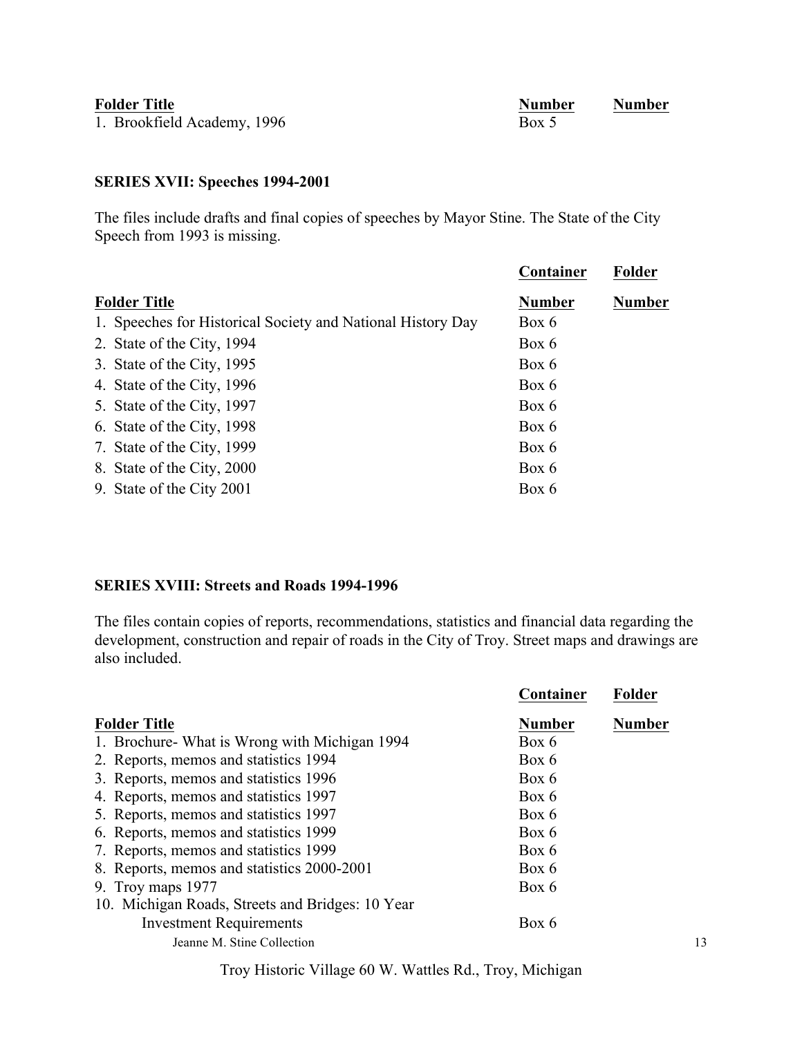| Folder Title | Number | Number |
|---|---|---|
| 1. Brookfield Academy, 1996 | Box 5 | |

**SERIES XVII: Speeches 1994-2001**

The files include drafts and final copies of speeches by Mayor Stine. The State of the City Speech from 1993 is missing.

| | Container | Folder |
|---|---|---|
| **Folder Title** | **Number** | **Number** |
| 1. Speeches for Historical Society and National History Day | Box 6 | |
| 2. State of the City, 1994 | Box 6 | |
| 3. State of the City, 1995 | Box 6 | |
| 4. State of the City, 1996 | Box 6 | |
| 5. State of the City, 1997 | Box 6 | |
| 6. State of the City, 1998 | Box 6 | |
| 7. State of the City, 1999 | Box 6 | |
| 8. State of the City, 2000 | Box 6 | |
| 9. State of the City 2001 | Box 6 | |

**SERIES XVIII: Streets and Roads 1994-1996**

The files contain copies of reports, recommendations, statistics and financial data regarding the development, construction and repair of roads in the City of Troy. Street maps and drawings are also included.

| | Container | Folder |
|---|---|---|
| **Folder Title** | **Number** | **Number** |
| 1. Brochure- What is Wrong with Michigan 1994 | Box 6 | |
| 2. Reports, memos and statistics 1994 | Box 6 | |
| 3. Reports, memos and statistics 1996 | Box 6 | |
| 4. Reports, memos and statistics 1997 | Box 6 | |
| 5. Reports, memos and statistics 1997 | Box 6 | |
| 6. Reports, memos and statistics 1999 | Box 6 | |
| 7. Reports, memos and statistics 1999 | Box 6 | |
| 8. Reports, memos and statistics 2000-2001 | Box 6 | |
| 9. Troy maps 1977 | Box 6 | |
| 10. Michigan Roads, Streets and Bridges: 10 Year Investment Requirements | Box 6 | |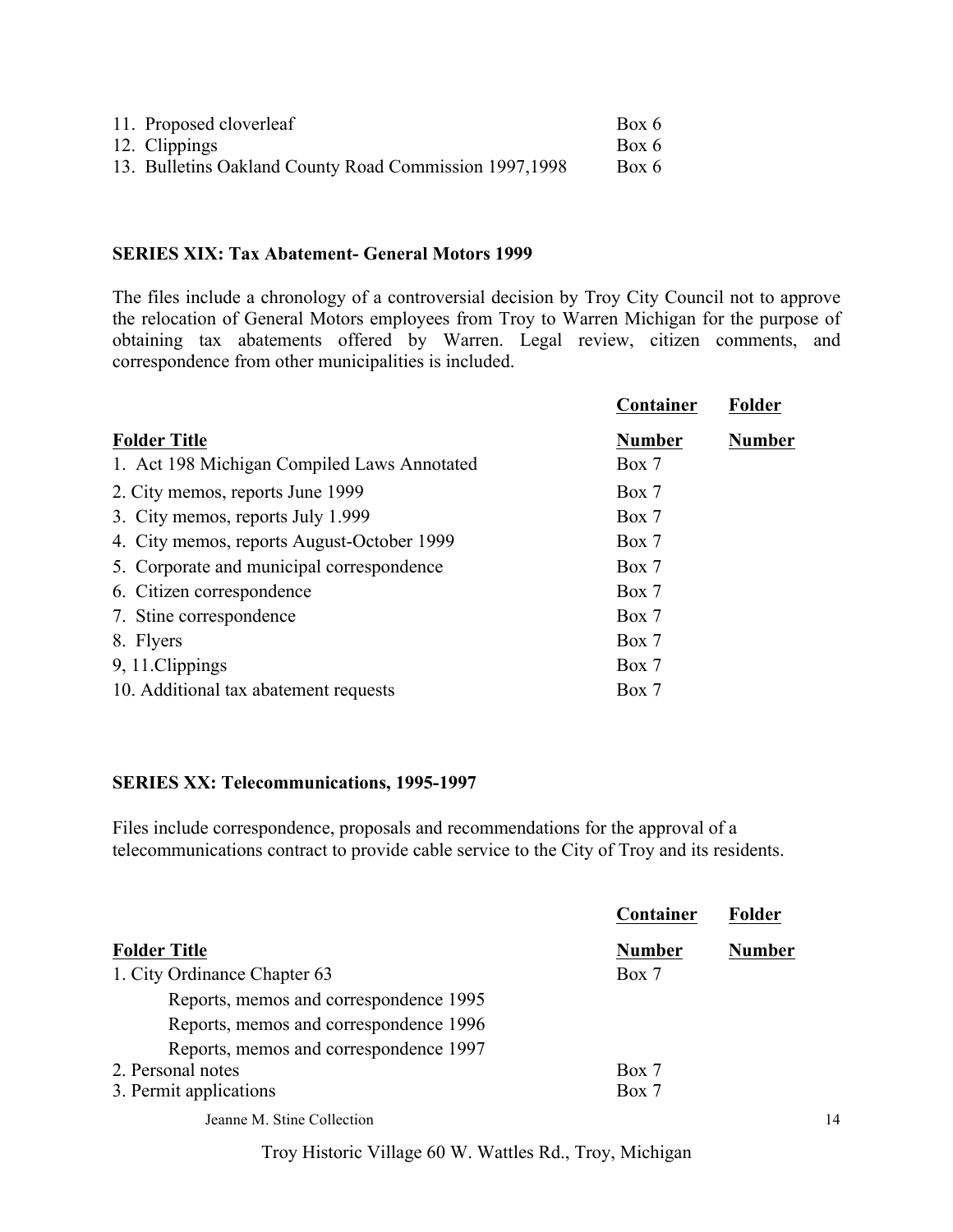| | |
|---|---|
| 11. Proposed cloverleaf | Box 6 |
| 12. Clippings | Box 6 |
| 13. Bulletins Oakland County Road Commission 1997,1998 | Box 6 |

**SERIES XIX: Tax Abatement- General Motors 1999**

The files include a chronology of a controversial decision by Troy City Council not to approve the relocation of General Motors employees from Troy to Warren Michigan for the purpose of obtaining tax abatements offered by Warren. Legal review, citizen comments, and correspondence from other municipalities is included.

| Folder Title | Container Number | Folder Number |
|---|---|---|
| 1. Act 198 Michigan Compiled Laws Annotated | Box 7 | |
| 2. City memos, reports June 1999 | Box 7 | |
| 3. City memos, reports July 1.999 | Box 7 | |
| 4. City memos, reports August-October 1999 | Box 7 | |
| 5. Corporate and municipal correspondence | Box 7 | |
| 6. Citizen correspondence | Box 7 | |
| 7. Stine correspondence | Box 7 | |
| 8. Flyers | Box 7 | |
| 9, 11.Clippings | Box 7 | |
| 10. Additional tax abatement requests | Box 7 | |

**SERIES XX: Telecommunications, 1995-1997**

Files include correspondence, proposals and recommendations for the approval of a telecommunications contract to provide cable service to the City of Troy and its residents.

| Folder Title | Container Number | Folder Number |
|---|---|---|
| 1. City Ordinance Chapter 63 | Box 7 | |
| Reports, memos and correspondence 1995 | | |
| Reports, memos and correspondence 1996 | | |
| Reports, memos and correspondence 1997 | | |
| 2. Personal notes | Box 7 | |
| 3. Permit applications | Box 7 | |

Jeanne M. Stine Collection

Troy Historic Village 60 W. Wattles Rd., Troy, Michigan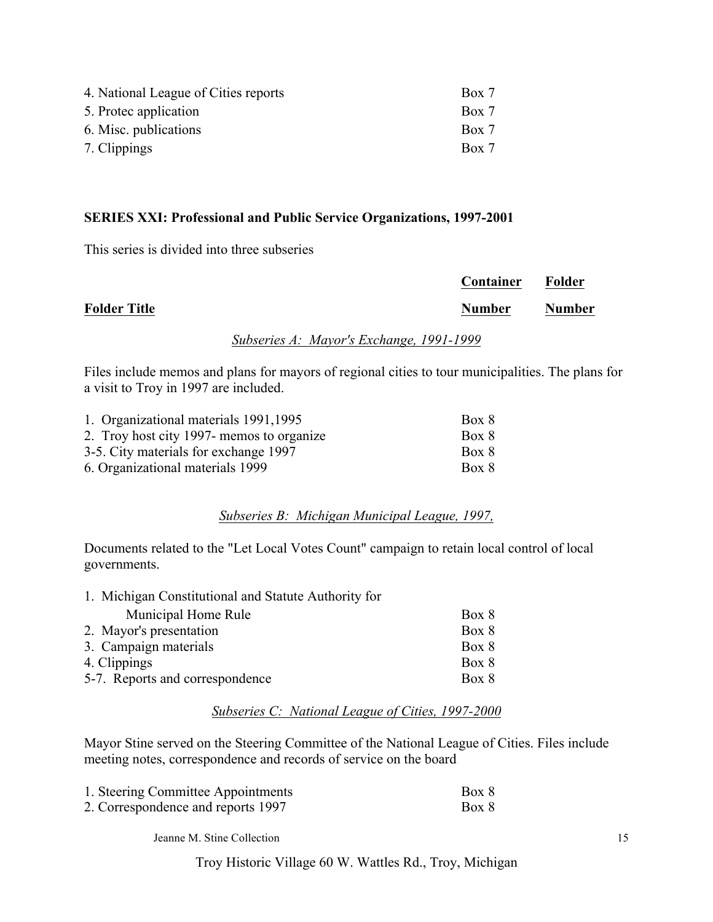| | | |
|---|---|---|
| 4. National League of Cities reports | Box 7 | |
| 5. Protec application | Box 7 | |
| 6. Misc. publications | Box 7 | |
| 7. Clippings | Box 7 | |

**SERIES XXI: Professional and Public Service Organizations, 1997-2001**

This series is divided into three subseries

| **Folder Title** | **Container Number** | **Folder Number** |
|---|---|---|

*Subseries A: Mayor's Exchange, 1991-1999*

Files include memos and plans for mayors of regional cities to tour municipalities. The plans for a visit to Troy in 1997 are included.

| | | |
|---|---|---|
| 1. Organizational materials 1991,1995 | Box 8 | |
| 2. Troy host city 1997- memos to organize | Box 8 | |
| 3-5. City materials for exchange 1997 | Box 8 | |
| 6. Organizational materials 1999 | Box 8 | |

*Subseries B: Michigan Municipal League, 1997,*

Documents related to the "Let Local Votes Count" campaign to retain local control of local governments.

| | | |
|---|---|---|
| 1. Michigan Constitutional and Statute Authority for Municipal Home Rule | Box 8 | |
| 2. Mayor's presentation | Box 8 | |
| 3. Campaign materials | Box 8 | |
| 4. Clippings | Box 8 | |
| 5-7. Reports and correspondence | Box 8 | |

*Subseries C: National League of Cities, 1997-2000*

Mayor Stine served on the Steering Committee of the National League of Cities. Files include meeting notes, correspondence and records of service on the board

| | | |
|---|---|---|
| 1. Steering Committee Appointments | Box 8 | |
| 2. Correspondence and reports 1997 | Box 8 | |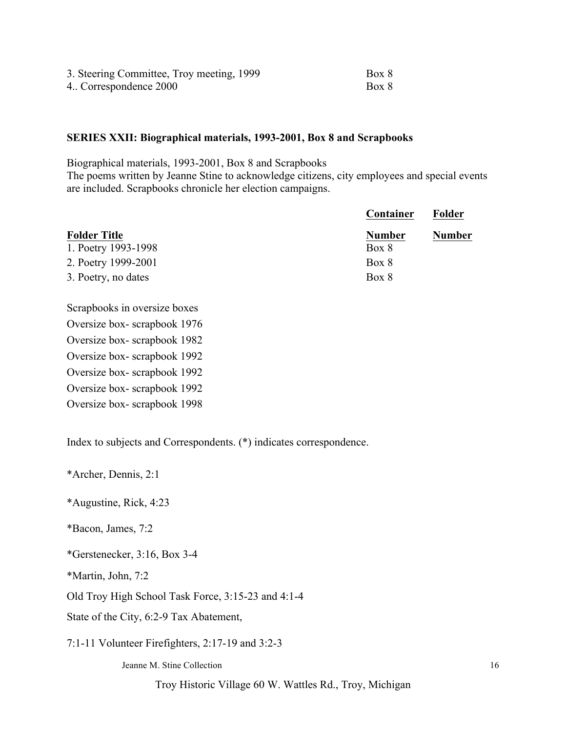| | |
|---|---|
| 3. Steering Committee, Troy meeting, 1999 | Box 8 |
| 4.. Correspondence 2000 | Box 8 |

**SERIES XXII: Biographical materials, 1993-2001, Box 8 and Scrapbooks**

Biographical materials, 1993-2001, Box 8 and Scrapbooks
The poems written by Jeanne Stine to acknowledge citizens, city employees and special events are included. Scrapbooks chronicle her election campaigns.

| Folder Title | Container Number | Folder Number |
|---|---|---|
| 1. Poetry 1993-1998 | Box 8 | |
| 2. Poetry 1999-2001 | Box 8 | |
| 3. Poetry, no dates | Box 8 | |

Scrapbooks in oversize boxes
Oversize box- scrapbook 1976
Oversize box- scrapbook 1982
Oversize box- scrapbook 1992
Oversize box- scrapbook 1992
Oversize box- scrapbook 1992
Oversize box- scrapbook 1998

Index to subjects and Correspondents. (*) indicates correspondence.

*Archer, Dennis, 2:1

*Augustine, Rick, 4:23

*Bacon, James, 7:2

*Gerstenecker, 3:16, Box 3-4

*Martin, John, 7:2

Old Troy High School Task Force, 3:15-23 and 4:1-4

State of the City, 6:2-9 Tax Abatement,

7:1-11 Volunteer Firefighters, 2:17-19 and 3:2-3

Troy Historic Village 60 W. Wattles Rd., Troy, Michigan